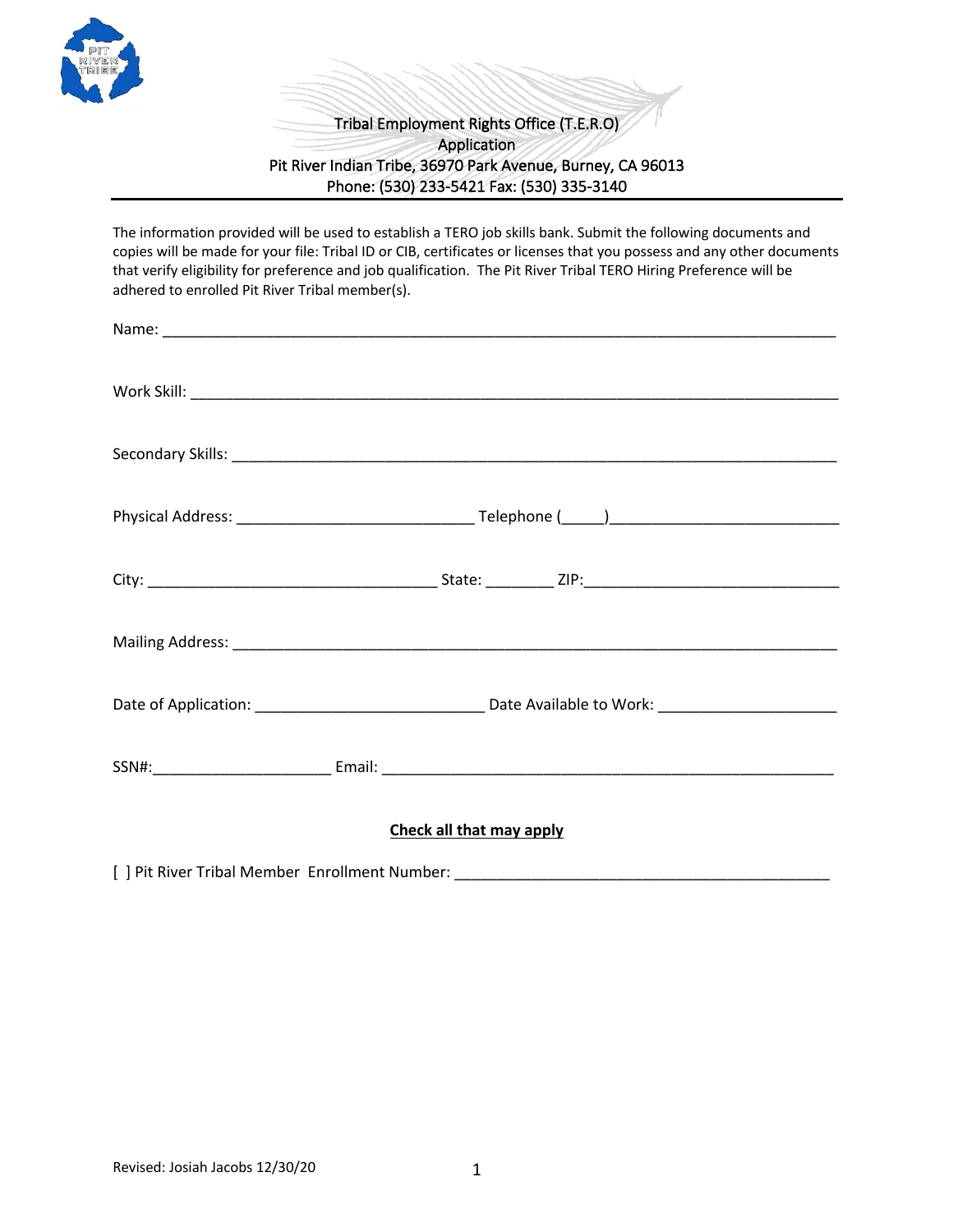# Tribal Employment Rights Office (T.E.R.O)
## Application

Pit River Indian Tribe, 36970 Park Avenue, Burney, CA 96013
Phone: (530) 233-5421 Fax: (530) 335-3140

---

The information provided will be used to establish a TERO job skills bank. Submit the following documents and copies will be made for your file: Tribal ID or CIB, certificates or licenses that you possess and any other documents that verify eligibility for preference and job qualification. The Pit River Tribal TERO Hiring Preference will be adhered to enrolled Pit River Tribal member(s).

Name: ______________________________________________________________________________

Work Skill: __________________________________________________________________________

Secondary Skills: ______________________________________________________________________

Physical Address: ___________________________ Telephone (_____)__________________________

City: _________________________________ State: ________ ZIP:_____________________________

Mailing Address: ______________________________________________________________________

Date of Application: ___________________________ Date Available to Work: _____________________

SSN#:____________________ Email: ___________________________________________________

**Check all that may apply**

[ ] Pit River Tribal Member Enrollment Number: ___________________________________________

Revised: Josiah Jacobs 12/30/20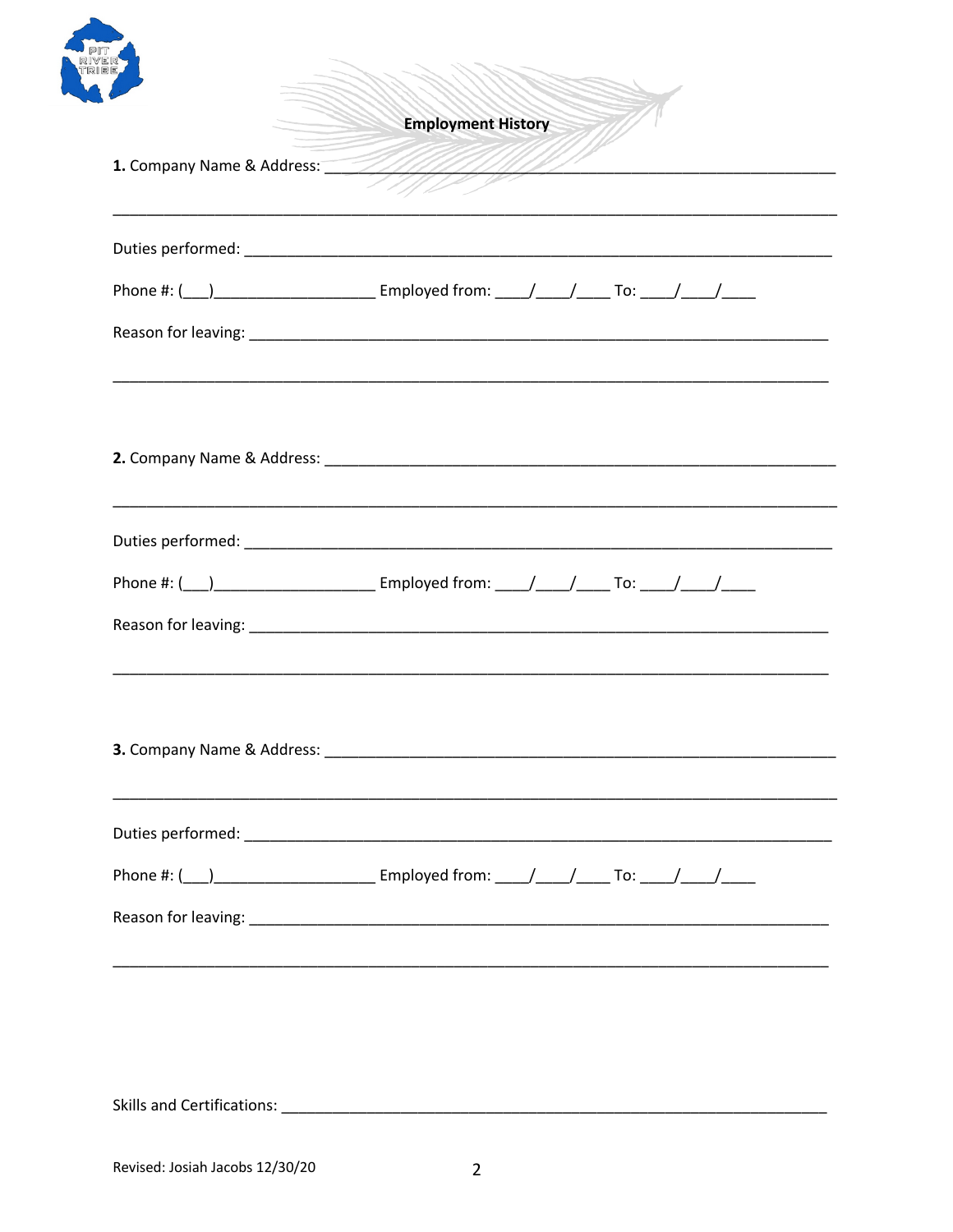## Employment History

**1.** Company Name & Address: ______________________________________________________________

_________________________________________________________________________________

Duties performed: ___________________________________________________________________

Phone #: (___)__________________ Employed from: ____/____/____ To: ____/____/____

Reason for leaving: __________________________________________________________________

_________________________________________________________________________________

**2.** Company Name & Address: ______________________________________________________________

_________________________________________________________________________________

Duties performed: ___________________________________________________________________

Phone #: (___)__________________ Employed from: ____/____/____ To: ____/____/____

Reason for leaving: __________________________________________________________________

_________________________________________________________________________________

**3.** Company Name & Address: ______________________________________________________________

_________________________________________________________________________________

Duties performed: ___________________________________________________________________

Phone #: (___)__________________ Employed from: ____/____/____ To: ____/____/____

Reason for leaving: __________________________________________________________________

_________________________________________________________________________________

Skills and Certifications: ______________________________________________________________

Revised: Josiah Jacobs 12/30/20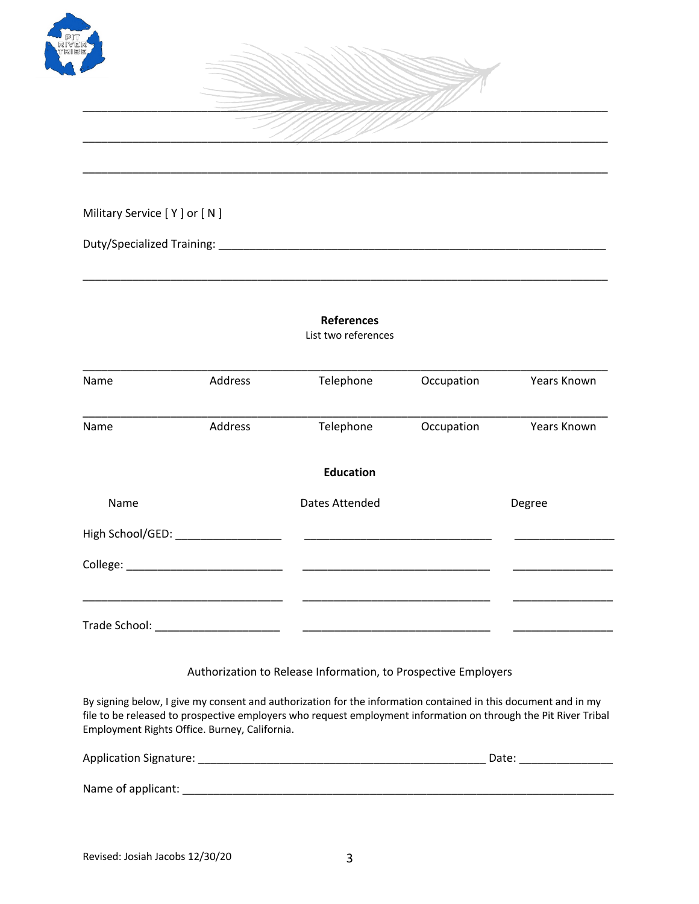_______________________________________________________________________________

_______________________________________________________________________________

_______________________________________________________________________________

Military Service [ Y ] or [ N ]

Duty/Specialized Training: ___________________________________________________________

_______________________________________________________________________________

**References**

List two references

| Name | Address | Telephone | Occupation | Years Known |
|---|---|---|---|---|
| | | | | |
| | | | | |

**Education**

| Name | Dates Attended | Degree |
|---|---|---|
| High School/GED: _________________ | ______________________________ | ________________ |
| College: _________________________ | ______________________________ | ________________ |
| _________________________________ | ______________________________ | ________________ |
| Trade School: ____________________ | ______________________________ | ________________ |

Authorization to Release Information, to Prospective Employers

By signing below, I give my consent and authorization for the information contained in this document and in my file to be released to prospective employers who request employment information on through the Pit River Tribal Employment Rights Office. Burney, California.

Application Signature: ______________________________________________ Date: _______________

Name of applicant: _____________________________________________________________________

Revised: Josiah Jacobs 12/30/20